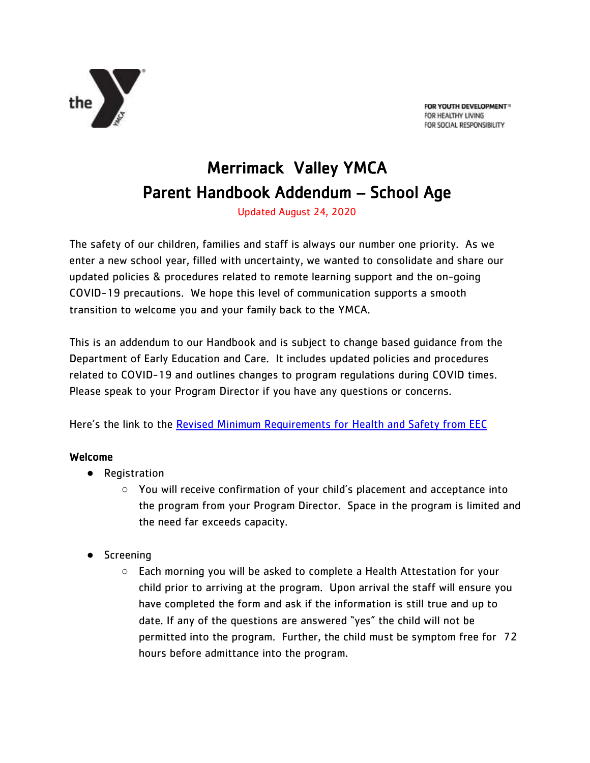FOR YOUTH DEVELOPMENT®
FOR HEALTHY LIVING
FOR SOCIAL RESPONSIBILITY

# Merrimack Valley YMCA
# Parent Handbook Addendum – School Age

Updated August 24, 2020

The safety of our children, families and staff is always our number one priority. As we enter a new school year, filled with uncertainty, we wanted to consolidate and share our updated policies & procedures related to remote learning support and the on-going COVID-19 precautions. We hope this level of communication supports a smooth transition to welcome you and your family back to the YMCA.

This is an addendum to our Handbook and is subject to change based guidance from the Department of Early Education and Care. It includes updated policies and procedures related to COVID-19 and outlines changes to program regulations during COVID times. Please speak to your Program Director if you have any questions or concerns.

Here's the link to the Revised Minimum Requirements for Health and Safety from EEC

**Welcome**

- Registration
  - You will receive confirmation of your child's placement and acceptance into the program from your Program Director. Space in the program is limited and the need far exceeds capacity.
- Screening
  - Each morning you will be asked to complete a Health Attestation for your child prior to arriving at the program. Upon arrival the staff will ensure you have completed the form and ask if the information is still true and up to date. If any of the questions are answered "yes" the child will not be permitted into the program. Further, the child must be symptom free for 72 hours before admittance into the program.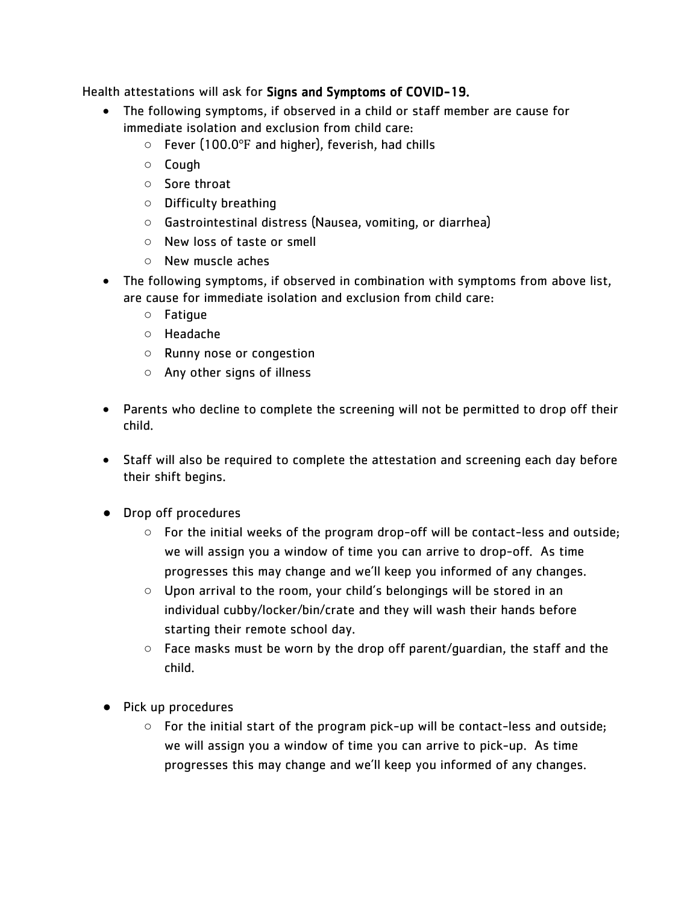Health attestations will ask for **Signs and Symptoms of COVID-19.**

- The following symptoms, if observed in a child or staff member are cause for immediate isolation and exclusion from child care:
  - Fever (100.0°F and higher), feverish, had chills
  - Cough
  - Sore throat
  - Difficulty breathing
  - Gastrointestinal distress (Nausea, vomiting, or diarrhea)
  - New loss of taste or smell
  - New muscle aches
- The following symptoms, if observed in combination with symptoms from above list, are cause for immediate isolation and exclusion from child care:
  - Fatigue
  - Headache
  - Runny nose or congestion
  - Any other signs of illness

- Parents who decline to complete the screening will not be permitted to drop off their child.

- Staff will also be required to complete the attestation and screening each day before their shift begins.

- Drop off procedures
  - For the initial weeks of the program drop-off will be contact-less and outside; we will assign you a window of time you can arrive to drop-off. As time progresses this may change and we'll keep you informed of any changes.
  - Upon arrival to the room, your child's belongings will be stored in an individual cubby/locker/bin/crate and they will wash their hands before starting their remote school day.
  - Face masks must be worn by the drop off parent/guardian, the staff and the child.

- Pick up procedures
  - For the initial start of the program pick-up will be contact-less and outside; we will assign you a window of time you can arrive to pick-up. As time progresses this may change and we'll keep you informed of any changes.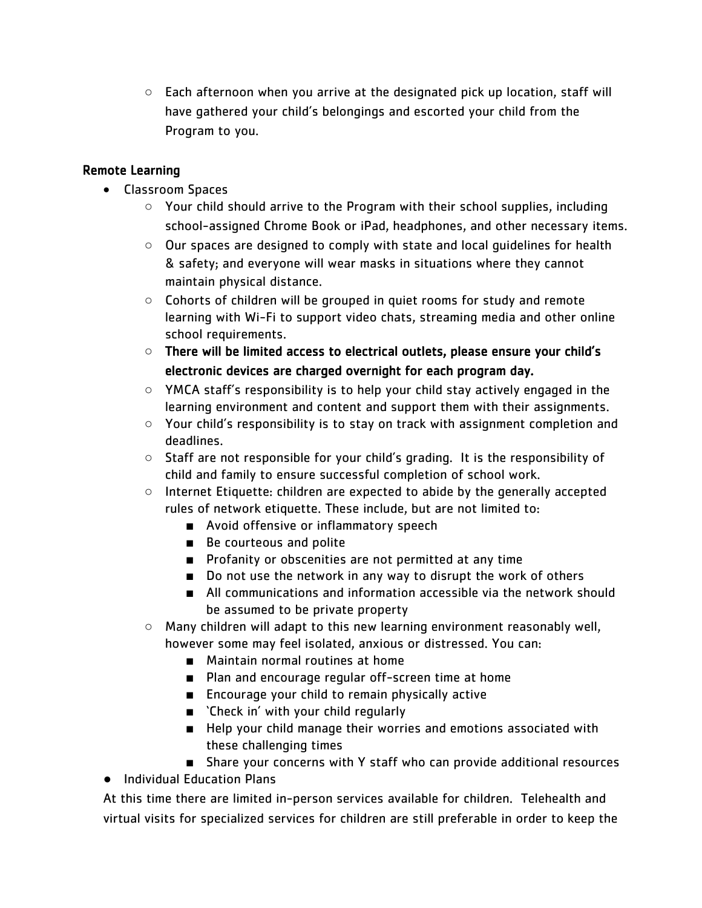- Each afternoon when you arrive at the designated pick up location, staff will have gathered your child's belongings and escorted your child from the Program to you.

**Remote Learning**

- Classroom Spaces
    - Your child should arrive to the Program with their school supplies, including school-assigned Chrome Book or iPad, headphones, and other necessary items.
    - Our spaces are designed to comply with state and local guidelines for health & safety; and everyone will wear masks in situations where they cannot maintain physical distance.
    - Cohorts of children will be grouped in quiet rooms for study and remote learning with Wi-Fi to support video chats, streaming media and other online school requirements.
    - **There will be limited access to electrical outlets, please ensure your child's electronic devices are charged overnight for each program day.**
    - YMCA staff's responsibility is to help your child stay actively engaged in the learning environment and content and support them with their assignments.
    - Your child's responsibility is to stay on track with assignment completion and deadlines.
    - Staff are not responsible for your child's grading. It is the responsibility of child and family to ensure successful completion of school work.
    - Internet Etiquette: children are expected to abide by the generally accepted rules of network etiquette. These include, but are not limited to:
        - Avoid offensive or inflammatory speech
        - Be courteous and polite
        - Profanity or obscenities are not permitted at any time
        - Do not use the network in any way to disrupt the work of others
        - All communications and information accessible via the network should be assumed to be private property
    - Many children will adapt to this new learning environment reasonably well, however some may feel isolated, anxious or distressed. You can:
        - Maintain normal routines at home
        - Plan and encourage regular off-screen time at home
        - Encourage your child to remain physically active
        - 'Check in' with your child regularly
        - Help your child manage their worries and emotions associated with these challenging times
        - Share your concerns with Y staff who can provide additional resources
- Individual Education Plans

At this time there are limited in-person services available for children. Telehealth and virtual visits for specialized services for children are still preferable in order to keep the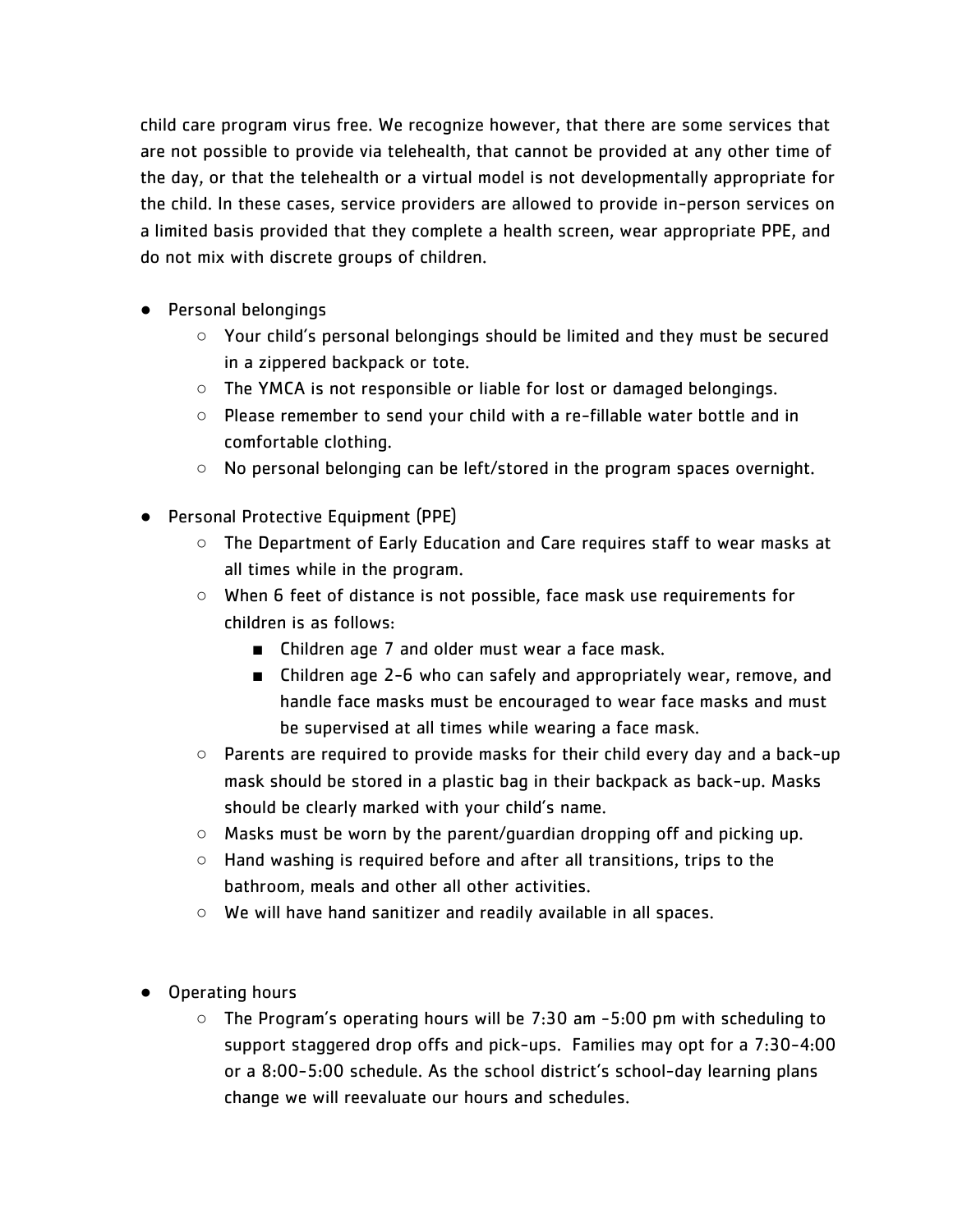child care program virus free. We recognize however, that there are some services that are not possible to provide via telehealth, that cannot be provided at any other time of the day, or that the telehealth or a virtual model is not developmentally appropriate for the child. In these cases, service providers are allowed to provide in-person services on a limited basis provided that they complete a health screen, wear appropriate PPE, and do not mix with discrete groups of children.

- Personal belongings
  - Your child's personal belongings should be limited and they must be secured in a zippered backpack or tote.
  - The YMCA is not responsible or liable for lost or damaged belongings.
  - Please remember to send your child with a re-fillable water bottle and in comfortable clothing.
  - No personal belonging can be left/stored in the program spaces overnight.

- Personal Protective Equipment (PPE)
  - The Department of Early Education and Care requires staff to wear masks at all times while in the program.
  - When 6 feet of distance is not possible, face mask use requirements for children is as follows:
    - Children age 7 and older must wear a face mask.
    - Children age 2-6 who can safely and appropriately wear, remove, and handle face masks must be encouraged to wear face masks and must be supervised at all times while wearing a face mask.
  - Parents are required to provide masks for their child every day and a back-up mask should be stored in a plastic bag in their backpack as back-up. Masks should be clearly marked with your child's name.
  - Masks must be worn by the parent/guardian dropping off and picking up.
  - Hand washing is required before and after all transitions, trips to the bathroom, meals and other all other activities.
  - We will have hand sanitizer and readily available in all spaces.

- Operating hours
  - The Program's operating hours will be 7:30 am -5:00 pm with scheduling to support staggered drop offs and pick-ups. Families may opt for a 7:30-4:00 or a 8:00-5:00 schedule. As the school district's school-day learning plans change we will reevaluate our hours and schedules.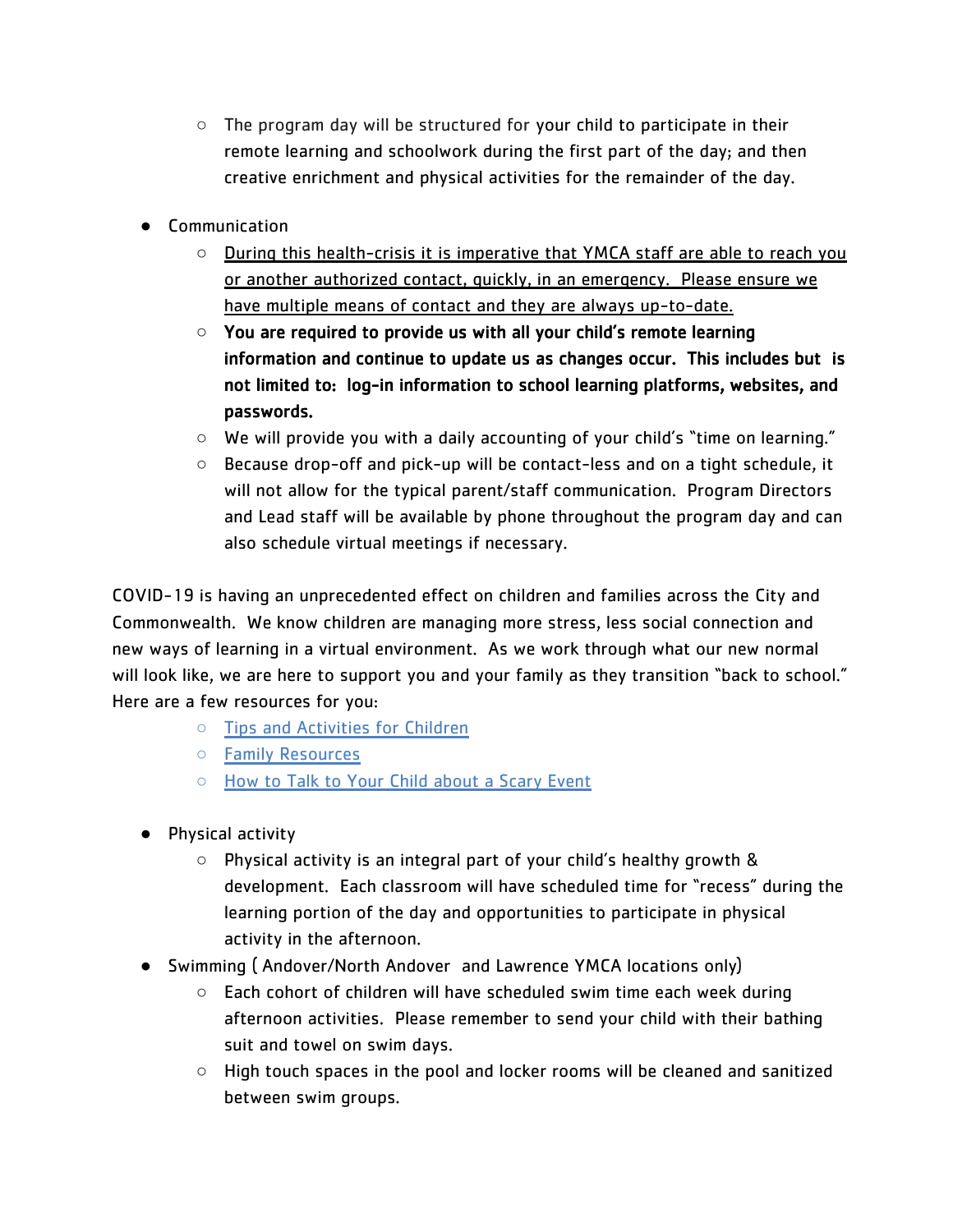- The program day will be structured for your child to participate in their remote learning and schoolwork during the first part of the day; and then creative enrichment and physical activities for the remainder of the day.

- Communication
  - <u>During this health-crisis it is imperative that YMCA staff are able to reach you or another authorized contact, quickly, in an emergency. Please ensure we have multiple means of contact and they are always up-to-date.</u>
  - **You are required to provide us with all your child's remote learning information and continue to update us as changes occur. This includes but is not limited to: log-in information to school learning platforms, websites, and passwords.**
  - We will provide you with a daily accounting of your child's "time on learning."
  - Because drop-off and pick-up will be contact-less and on a tight schedule, it will not allow for the typical parent/staff communication. Program Directors and Lead staff will be available by phone throughout the program day and can also schedule virtual meetings if necessary.

COVID-19 is having an unprecedented effect on children and families across the City and Commonwealth. We know children are managing more stress, less social connection and new ways of learning in a virtual environment. As we work through what our new normal will look like, we are here to support you and your family as they transition "back to school." Here are a few resources for you:

  - Tips and Activities for Children
  - Family Resources
  - How to Talk to Your Child about a Scary Event

- Physical activity
  - Physical activity is an integral part of your child's healthy growth & development. Each classroom will have scheduled time for "recess" during the learning portion of the day and opportunities to participate in physical activity in the afternoon.
- Swimming ( Andover/North Andover and Lawrence YMCA locations only)
  - Each cohort of children will have scheduled swim time each week during afternoon activities. Please remember to send your child with their bathing suit and towel on swim days.
  - High touch spaces in the pool and locker rooms will be cleaned and sanitized between swim groups.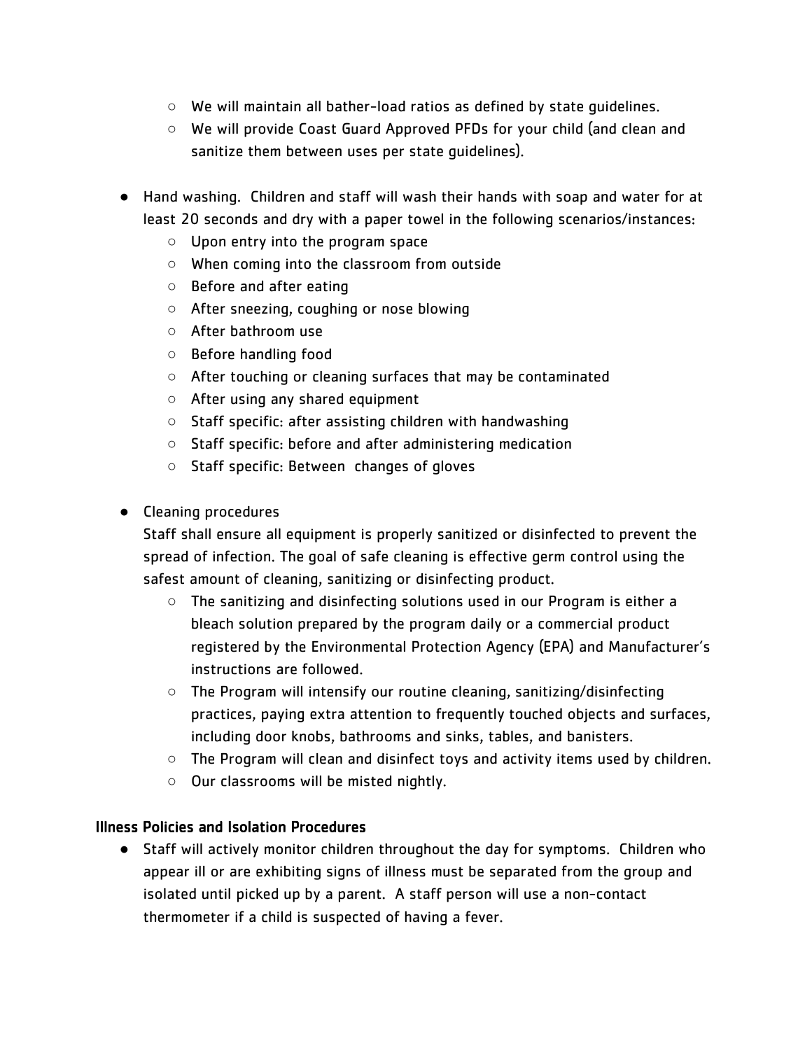- We will maintain all bather-load ratios as defined by state guidelines.
    - We will provide Coast Guard Approved PFDs for your child (and clean and sanitize them between uses per state guidelines).

- Hand washing. Children and staff will wash their hands with soap and water for at least 20 seconds and dry with a paper towel in the following scenarios/instances:
    - Upon entry into the program space
    - When coming into the classroom from outside
    - Before and after eating
    - After sneezing, coughing or nose blowing
    - After bathroom use
    - Before handling food
    - After touching or cleaning surfaces that may be contaminated
    - After using any shared equipment
    - Staff specific: after assisting children with handwashing
    - Staff specific: before and after administering medication
    - Staff specific: Between changes of gloves

- Cleaning procedures
  Staff shall ensure all equipment is properly sanitized or disinfected to prevent the spread of infection. The goal of safe cleaning is effective germ control using the safest amount of cleaning, sanitizing or disinfecting product.
    - The sanitizing and disinfecting solutions used in our Program is either a bleach solution prepared by the program daily or a commercial product registered by the Environmental Protection Agency (EPA) and Manufacturer's instructions are followed.
    - The Program will intensify our routine cleaning, sanitizing/disinfecting practices, paying extra attention to frequently touched objects and surfaces, including door knobs, bathrooms and sinks, tables, and banisters.
    - The Program will clean and disinfect toys and activity items used by children.
    - Our classrooms will be misted nightly.

### Illness Policies and Isolation Procedures

- Staff will actively monitor children throughout the day for symptoms. Children who appear ill or are exhibiting signs of illness must be separated from the group and isolated until picked up by a parent. A staff person will use a non-contact thermometer if a child is suspected of having a fever.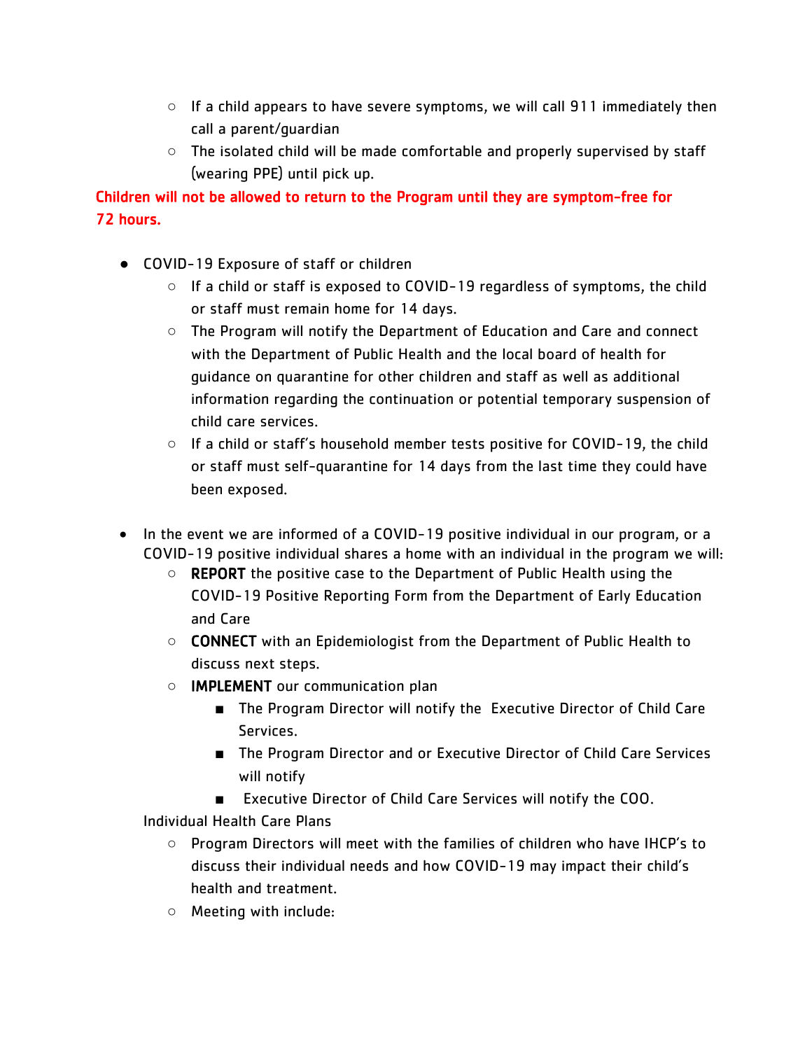- If a child appears to have severe symptoms, we will call 911 immediately then call a parent/guardian
  - The isolated child will be made comfortable and properly supervised by staff (wearing PPE) until pick up.

**Children will not be allowed to return to the Program until they are symptom-free for 72 hours.**

- COVID-19 Exposure of staff or children
  - If a child or staff is exposed to COVID-19 regardless of symptoms, the child or staff must remain home for 14 days.
  - The Program will notify the Department of Education and Care and connect with the Department of Public Health and the local board of health for guidance on quarantine for other children and staff as well as additional information regarding the continuation or potential temporary suspension of child care services.
  - If a child or staff's household member tests positive for COVID-19, the child or staff must self-quarantine for 14 days from the last time they could have been exposed.

- In the event we are informed of a COVID-19 positive individual in our program, or a COVID-19 positive individual shares a home with an individual in the program we will:
  - **REPORT** the positive case to the Department of Public Health using the COVID-19 Positive Reporting Form from the Department of Early Education and Care
  - **CONNECT** with an Epidemiologist from the Department of Public Health to discuss next steps.
  - **IMPLEMENT** our communication plan
    - The Program Director will notify the Executive Director of Child Care Services.
    - The Program Director and or Executive Director of Child Care Services will notify
    - Executive Director of Child Care Services will notify the COO.

  Individual Health Care Plans
  - Program Directors will meet with the families of children who have IHCP's to discuss their individual needs and how COVID-19 may impact their child's health and treatment.
  - Meeting with include: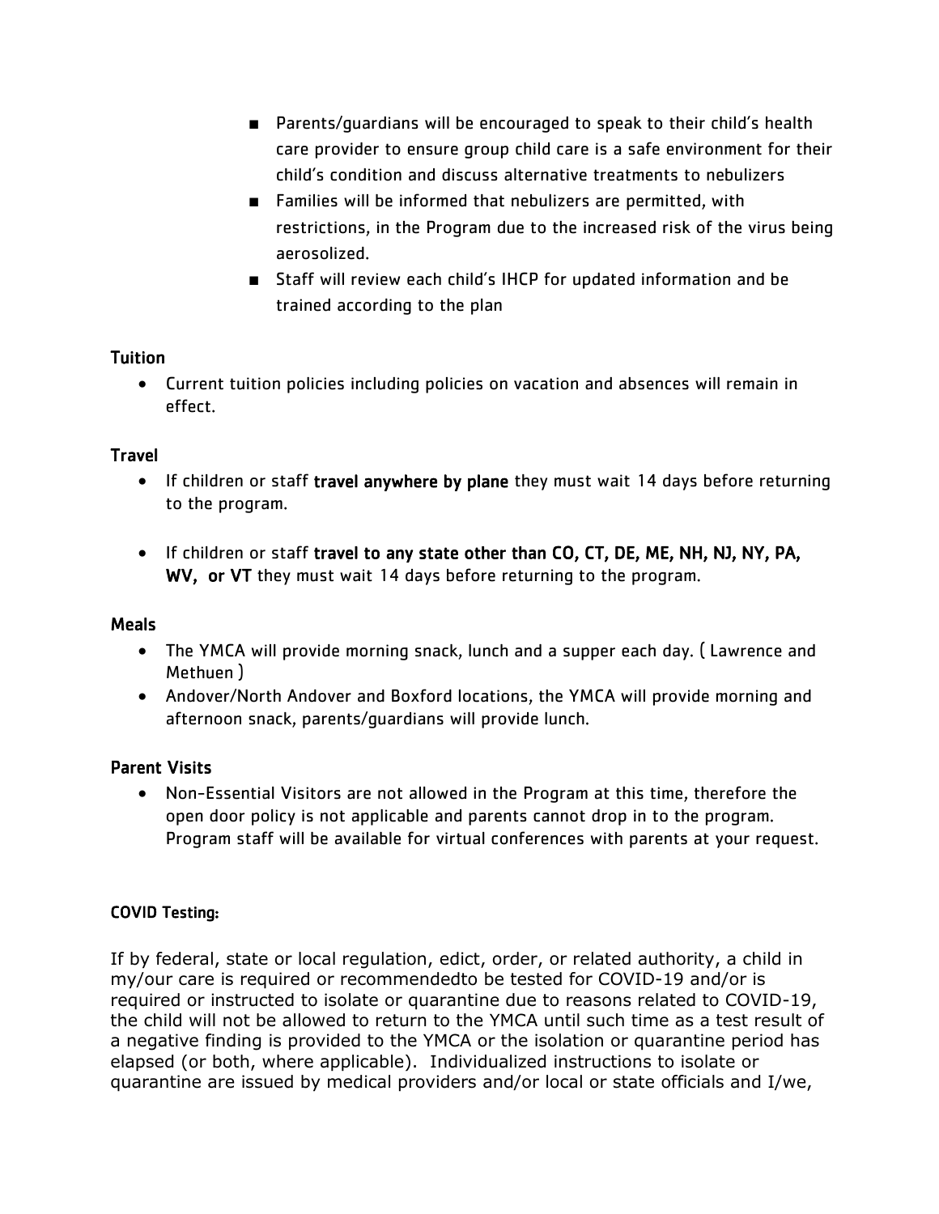- Parents/guardians will be encouraged to speak to their child's health care provider to ensure group child care is a safe environment for their child's condition and discuss alternative treatments to nebulizers
- Families will be informed that nebulizers are permitted, with restrictions, in the Program due to the increased risk of the virus being aerosolized.
- Staff will review each child's IHCP for updated information and be trained according to the plan

**Tuition**

- Current tuition policies including policies on vacation and absences will remain in effect.

**Travel**

- If children or staff **travel anywhere by plane** they must wait 14 days before returning to the program.

- If children or staff **travel to any state other than CO, CT, DE, ME, NH, NJ, NY, PA, WV, or VT** they must wait 14 days before returning to the program.

**Meals**

- The YMCA will provide morning snack, lunch and a supper each day. ( Lawrence and Methuen )
- Andover/North Andover and Boxford locations, the YMCA will provide morning and afternoon snack, parents/guardians will provide lunch.

**Parent Visits**

- Non-Essential Visitors are not allowed in the Program at this time, therefore the open door policy is not applicable and parents cannot drop in to the program. Program staff will be available for virtual conferences with parents at your request.

**COVID Testing:**

If by federal, state or local regulation, edict, order, or related authority, a child in my/our care is required or recommendedto be tested for COVID-19 and/or is required or instructed to isolate or quarantine due to reasons related to COVID-19, the child will not be allowed to return to the YMCA until such time as a test result of a negative finding is provided to the YMCA or the isolation or quarantine period has elapsed (or both, where applicable). Individualized instructions to isolate or quarantine are issued by medical providers and/or local or state officials and I/we,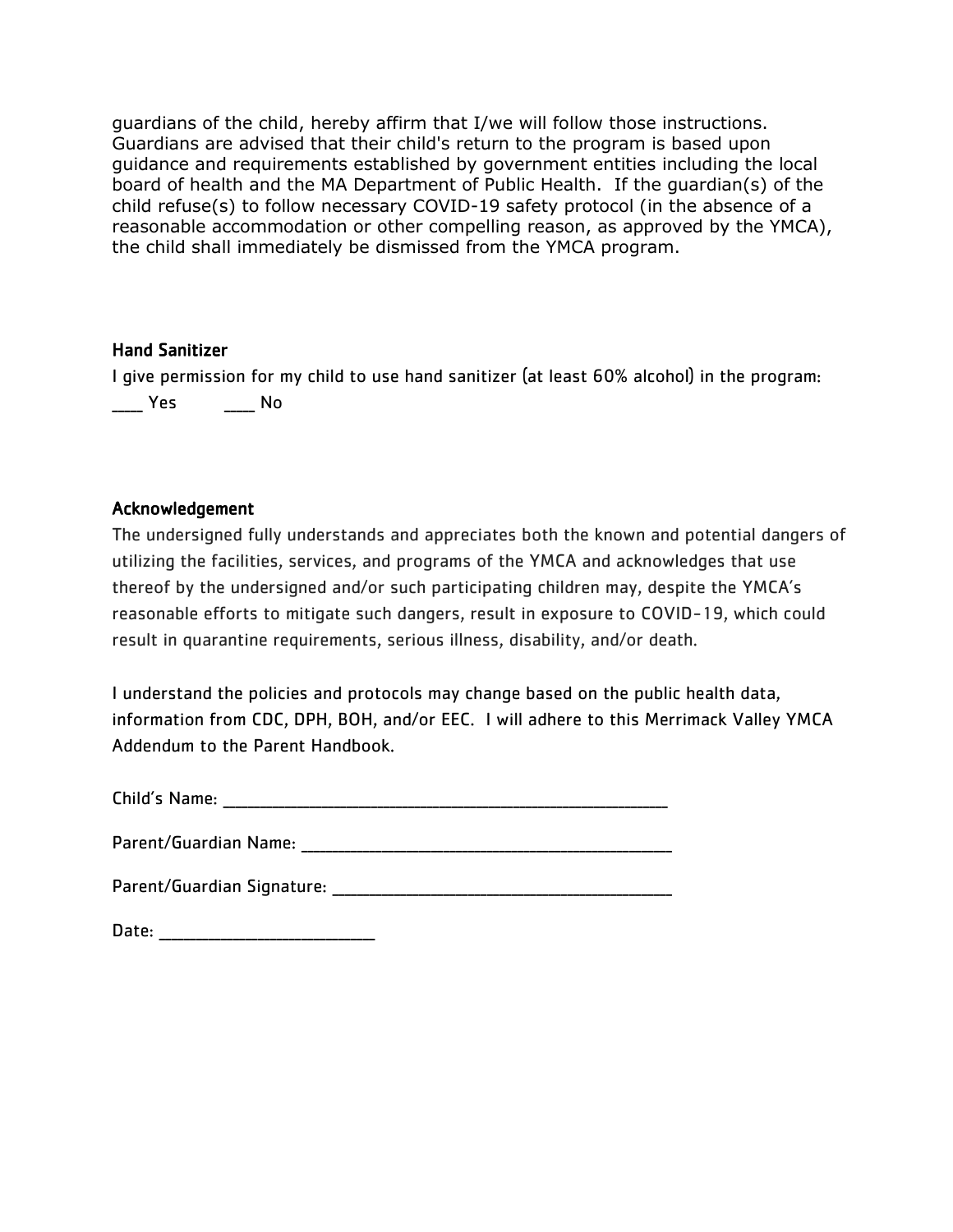guardians of the child, hereby affirm that I/we will follow those instructions. Guardians are advised that their child's return to the program is based upon guidance and requirements established by government entities including the local board of health and the MA Department of Public Health. If the guardian(s) of the child refuse(s) to follow necessary COVID-19 safety protocol (in the absence of a reasonable accommodation or other compelling reason, as approved by the YMCA), the child shall immediately be dismissed from the YMCA program.

### Hand Sanitizer

I give permission for my child to use hand sanitizer (at least 60% alcohol) in the program:

____ Yes ____ No

### Acknowledgement

The undersigned fully understands and appreciates both the known and potential dangers of utilizing the facilities, services, and programs of the YMCA and acknowledges that use thereof by the undersigned and/or such participating children may, despite the YMCA's reasonable efforts to mitigate such dangers, result in exposure to COVID-19, which could result in quarantine requirements, serious illness, disability, and/or death.

I understand the policies and protocols may change based on the public health data, information from CDC, DPH, BOH, and/or EEC. I will adhere to this Merrimack Valley YMCA Addendum to the Parent Handbook.

Child's Name: ______________________________________________

Parent/Guardian Name: ________________________________________

Parent/Guardian Signature: ______________________________________

Date: ________________________